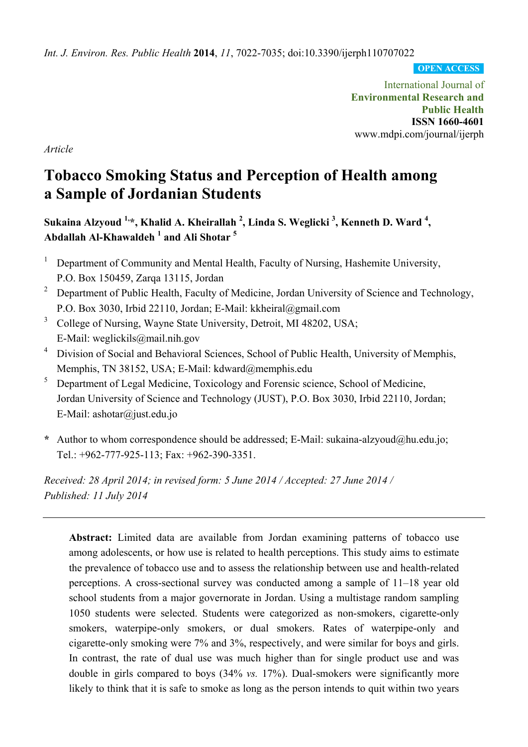*Int. J. Environ. Res. Public Health* **2014**, *11*, 7022-7035; doi:10.3390/ijerph110707022

**OPEN ACCESS**

International Journal of
**Environmental Research and Public Health**
**ISSN 1660-4601**
www.mdpi.com/journal/ijerph

*Article*

# Tobacco Smoking Status and Perception of Health among a Sample of Jordanian Students

**Sukaina Alzyoud [1,*], Khalid A. Kheirallah [2], Linda S. Weglicki [3], Kenneth D. Ward [4], Abdallah Al-Khawaldeh [1] and Ali Shotar [5]**

1. Department of Community and Mental Health, Faculty of Nursing, Hashemite University, P.O. Box 150459, Zarqa 13115, Jordan
2. Department of Public Health, Faculty of Medicine, Jordan University of Science and Technology, P.O. Box 3030, Irbid 22110, Jordan; E-Mail: kkheiral@gmail.com
3. College of Nursing, Wayne State University, Detroit, MI 48202, USA; E-Mail: weglickils@mail.nih.gov
4. Division of Social and Behavioral Sciences, School of Public Health, University of Memphis, Memphis, TN 38152, USA; E-Mail: kdward@memphis.edu
5. Department of Legal Medicine, Toxicology and Forensic science, School of Medicine, Jordan University of Science and Technology (JUST), P.O. Box 3030, Irbid 22110, Jordan; E-Mail: ashotar@just.edu.jo

**\*** Author to whom correspondence should be addressed; E-Mail: sukaina-alzyoud@hu.edu.jo; Tel.: +962-777-925-113; Fax: +962-390-3351.

*Received: 28 April 2014; in revised form: 5 June 2014 / Accepted: 27 June 2014 / Published: 11 July 2014*

---

**Abstract:** Limited data are available from Jordan examining patterns of tobacco use among adolescents, or how use is related to health perceptions. This study aims to estimate the prevalence of tobacco use and to assess the relationship between use and health-related perceptions. A cross-sectional survey was conducted among a sample of 11–18 year old school students from a major governorate in Jordan. Using a multistage random sampling 1050 students were selected. Students were categorized as non-smokers, cigarette-only smokers, waterpipe-only smokers, or dual smokers. Rates of waterpipe-only and cigarette-only smoking were 7% and 3%, respectively, and were similar for boys and girls. In contrast, the rate of dual use was much higher than for single product use and was double in girls compared to boys (34% *vs.* 17%). Dual-smokers were significantly more likely to think that it is safe to smoke as long as the person intends to quit within two years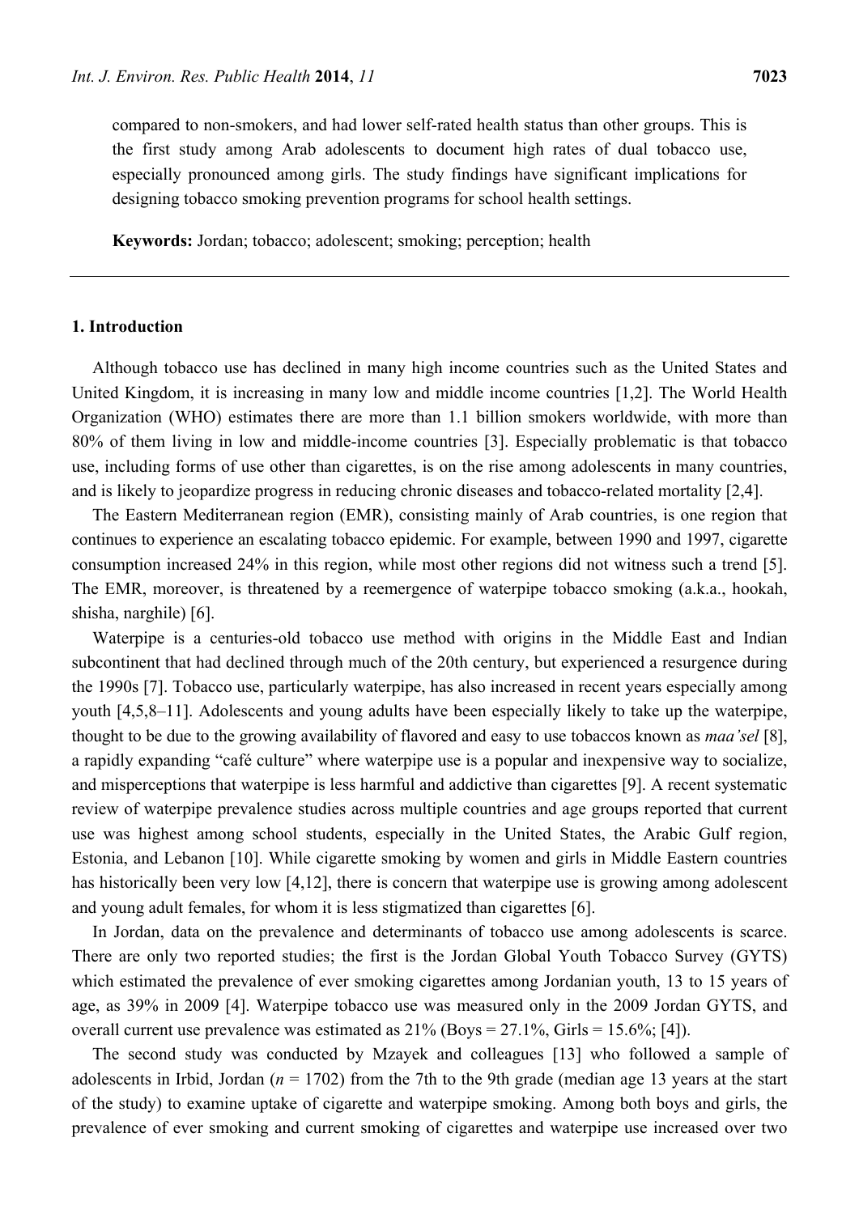compared to non-smokers, and had lower self-rated health status than other groups. This is the first study among Arab adolescents to document high rates of dual tobacco use, especially pronounced among girls. The study findings have significant implications for designing tobacco smoking prevention programs for school health settings.

**Keywords:** Jordan; tobacco; adolescent; smoking; perception; health

## 1. Introduction

Although tobacco use has declined in many high income countries such as the United States and United Kingdom, it is increasing in many low and middle income countries [1,2]. The World Health Organization (WHO) estimates there are more than 1.1 billion smokers worldwide, with more than 80% of them living in low and middle-income countries [3]. Especially problematic is that tobacco use, including forms of use other than cigarettes, is on the rise among adolescents in many countries, and is likely to jeopardize progress in reducing chronic diseases and tobacco-related mortality [2,4].

The Eastern Mediterranean region (EMR), consisting mainly of Arab countries, is one region that continues to experience an escalating tobacco epidemic. For example, between 1990 and 1997, cigarette consumption increased 24% in this region, while most other regions did not witness such a trend [5]. The EMR, moreover, is threatened by a reemergence of waterpipe tobacco smoking (a.k.a., hookah, shisha, narghile) [6].

Waterpipe is a centuries-old tobacco use method with origins in the Middle East and Indian subcontinent that had declined through much of the 20th century, but experienced a resurgence during the 1990s [7]. Tobacco use, particularly waterpipe, has also increased in recent years especially among youth [4,5,8–11]. Adolescents and young adults have been especially likely to take up the waterpipe, thought to be due to the growing availability of flavored and easy to use tobaccos known as *maa'sel* [8], a rapidly expanding "café culture" where waterpipe use is a popular and inexpensive way to socialize, and misperceptions that waterpipe is less harmful and addictive than cigarettes [9]. A recent systematic review of waterpipe prevalence studies across multiple countries and age groups reported that current use was highest among school students, especially in the United States, the Arabic Gulf region, Estonia, and Lebanon [10]. While cigarette smoking by women and girls in Middle Eastern countries has historically been very low [4,12], there is concern that waterpipe use is growing among adolescent and young adult females, for whom it is less stigmatized than cigarettes [6].

In Jordan, data on the prevalence and determinants of tobacco use among adolescents is scarce. There are only two reported studies; the first is the Jordan Global Youth Tobacco Survey (GYTS) which estimated the prevalence of ever smoking cigarettes among Jordanian youth, 13 to 15 years of age, as 39% in 2009 [4]. Waterpipe tobacco use was measured only in the 2009 Jordan GYTS, and overall current use prevalence was estimated as 21% (Boys = 27.1%, Girls = 15.6%; [4]).

The second study was conducted by Mzayek and colleagues [13] who followed a sample of adolescents in Irbid, Jordan ($n$ = 1702) from the 7th to the 9th grade (median age 13 years at the start of the study) to examine uptake of cigarette and waterpipe smoking. Among both boys and girls, the prevalence of ever smoking and current smoking of cigarettes and waterpipe use increased over two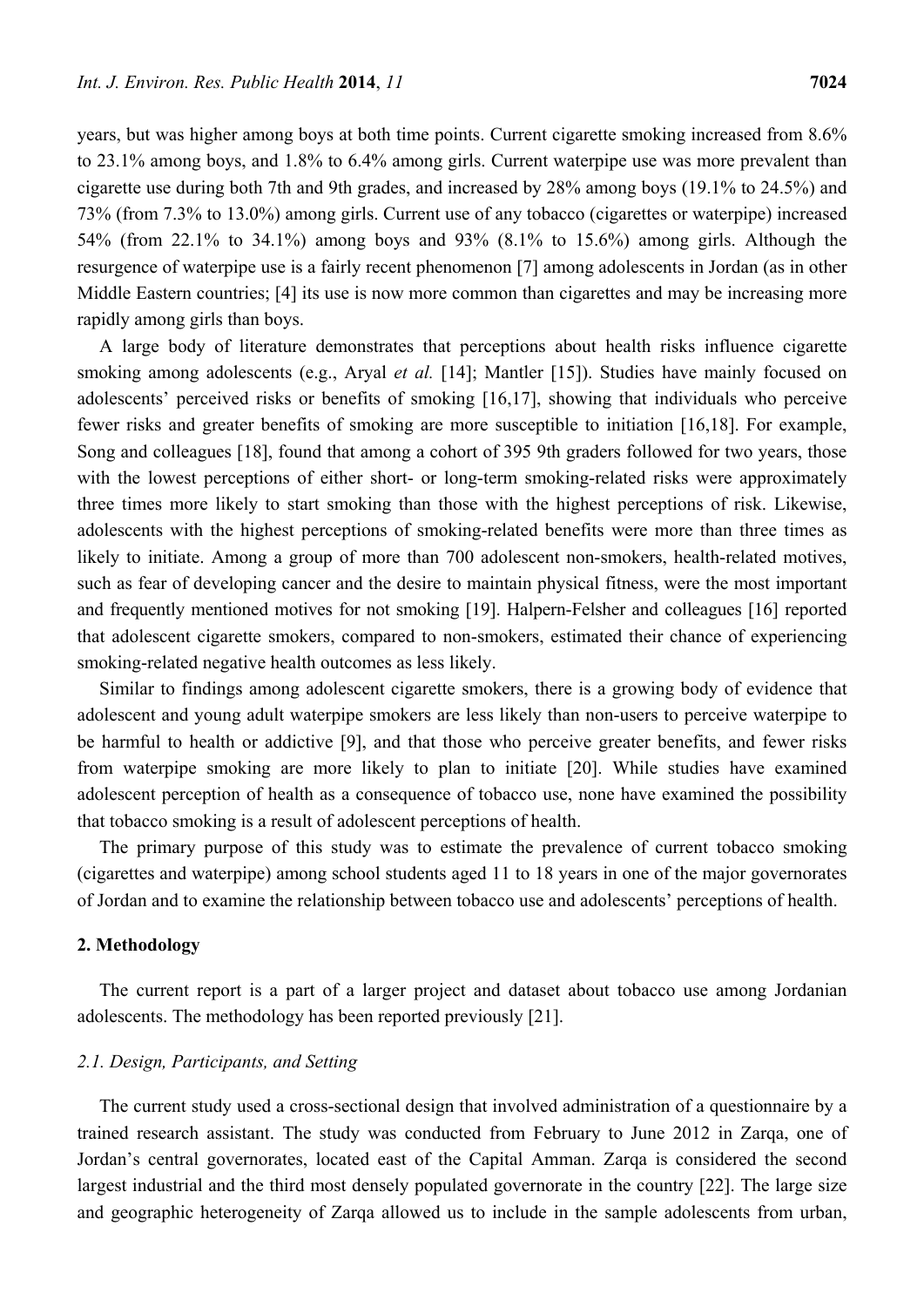years, but was higher among boys at both time points. Current cigarette smoking increased from 8.6% to 23.1% among boys, and 1.8% to 6.4% among girls. Current waterpipe use was more prevalent than cigarette use during both 7th and 9th grades, and increased by 28% among boys (19.1% to 24.5%) and 73% (from 7.3% to 13.0%) among girls. Current use of any tobacco (cigarettes or waterpipe) increased 54% (from 22.1% to 34.1%) among boys and 93% (8.1% to 15.6%) among girls. Although the resurgence of waterpipe use is a fairly recent phenomenon [7] among adolescents in Jordan (as in other Middle Eastern countries; [4] its use is now more common than cigarettes and may be increasing more rapidly among girls than boys.

A large body of literature demonstrates that perceptions about health risks influence cigarette smoking among adolescents (e.g., Aryal *et al.* [14]; Mantler [15]). Studies have mainly focused on adolescents' perceived risks or benefits of smoking [16,17], showing that individuals who perceive fewer risks and greater benefits of smoking are more susceptible to initiation [16,18]. For example, Song and colleagues [18], found that among a cohort of 395 9th graders followed for two years, those with the lowest perceptions of either short- or long-term smoking-related risks were approximately three times more likely to start smoking than those with the highest perceptions of risk. Likewise, adolescents with the highest perceptions of smoking-related benefits were more than three times as likely to initiate. Among a group of more than 700 adolescent non-smokers, health-related motives, such as fear of developing cancer and the desire to maintain physical fitness, were the most important and frequently mentioned motives for not smoking [19]. Halpern-Felsher and colleagues [16] reported that adolescent cigarette smokers, compared to non-smokers, estimated their chance of experiencing smoking-related negative health outcomes as less likely.

Similar to findings among adolescent cigarette smokers, there is a growing body of evidence that adolescent and young adult waterpipe smokers are less likely than non-users to perceive waterpipe to be harmful to health or addictive [9], and that those who perceive greater benefits, and fewer risks from waterpipe smoking are more likely to plan to initiate [20]. While studies have examined adolescent perception of health as a consequence of tobacco use, none have examined the possibility that tobacco smoking is a result of adolescent perceptions of health.

The primary purpose of this study was to estimate the prevalence of current tobacco smoking (cigarettes and waterpipe) among school students aged 11 to 18 years in one of the major governorates of Jordan and to examine the relationship between tobacco use and adolescents' perceptions of health.

## 2. Methodology

The current report is a part of a larger project and dataset about tobacco use among Jordanian adolescents. The methodology has been reported previously [21].

### *2.1. Design, Participants, and Setting*

The current study used a cross-sectional design that involved administration of a questionnaire by a trained research assistant. The study was conducted from February to June 2012 in Zarqa, one of Jordan's central governorates, located east of the Capital Amman. Zarqa is considered the second largest industrial and the third most densely populated governorate in the country [22]. The large size and geographic heterogeneity of Zarqa allowed us to include in the sample adolescents from urban,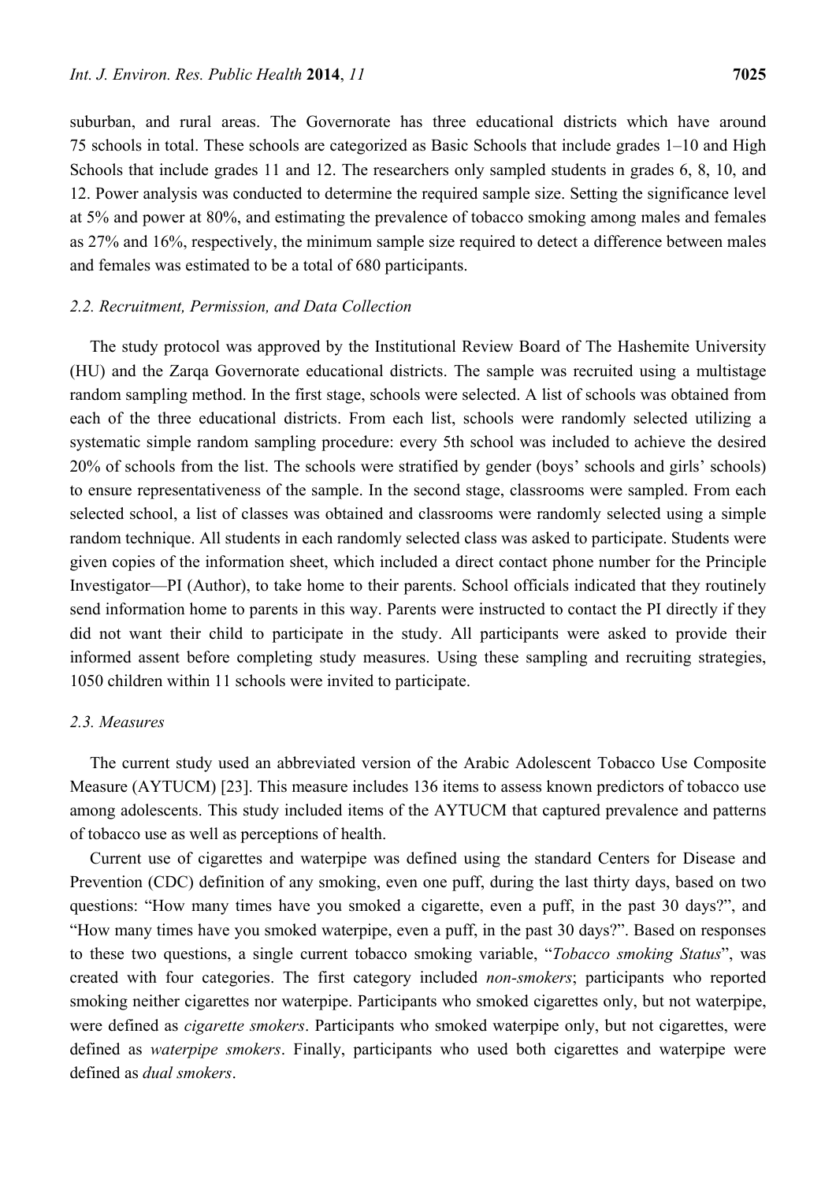suburban, and rural areas. The Governorate has three educational districts which have around 75 schools in total. These schools are categorized as Basic Schools that include grades 1–10 and High Schools that include grades 11 and 12. The researchers only sampled students in grades 6, 8, 10, and 12. Power analysis was conducted to determine the required sample size. Setting the significance level at 5% and power at 80%, and estimating the prevalence of tobacco smoking among males and females as 27% and 16%, respectively, the minimum sample size required to detect a difference between males and females was estimated to be a total of 680 participants.

### *2.2. Recruitment, Permission, and Data Collection*

The study protocol was approved by the Institutional Review Board of The Hashemite University (HU) and the Zarqa Governorate educational districts. The sample was recruited using a multistage random sampling method. In the first stage, schools were selected. A list of schools was obtained from each of the three educational districts. From each list, schools were randomly selected utilizing a systematic simple random sampling procedure: every 5th school was included to achieve the desired 20% of schools from the list. The schools were stratified by gender (boys' schools and girls' schools) to ensure representativeness of the sample. In the second stage, classrooms were sampled. From each selected school, a list of classes was obtained and classrooms were randomly selected using a simple random technique. All students in each randomly selected class was asked to participate. Students were given copies of the information sheet, which included a direct contact phone number for the Principle Investigator—PI (Author), to take home to their parents. School officials indicated that they routinely send information home to parents in this way. Parents were instructed to contact the PI directly if they did not want their child to participate in the study. All participants were asked to provide their informed assent before completing study measures. Using these sampling and recruiting strategies, 1050 children within 11 schools were invited to participate.

### *2.3. Measures*

The current study used an abbreviated version of the Arabic Adolescent Tobacco Use Composite Measure (AYTUCM) [23]. This measure includes 136 items to assess known predictors of tobacco use among adolescents. This study included items of the AYTUCM that captured prevalence and patterns of tobacco use as well as perceptions of health.

Current use of cigarettes and waterpipe was defined using the standard Centers for Disease and Prevention (CDC) definition of any smoking, even one puff, during the last thirty days, based on two questions: "How many times have you smoked a cigarette, even a puff, in the past 30 days?", and "How many times have you smoked waterpipe, even a puff, in the past 30 days?". Based on responses to these two questions, a single current tobacco smoking variable, "*Tobacco smoking Status*", was created with four categories. The first category included *non-smokers*; participants who reported smoking neither cigarettes nor waterpipe. Participants who smoked cigarettes only, but not waterpipe, were defined as *cigarette smokers*. Participants who smoked waterpipe only, but not cigarettes, were defined as *waterpipe smokers*. Finally, participants who used both cigarettes and waterpipe were defined as *dual smokers*.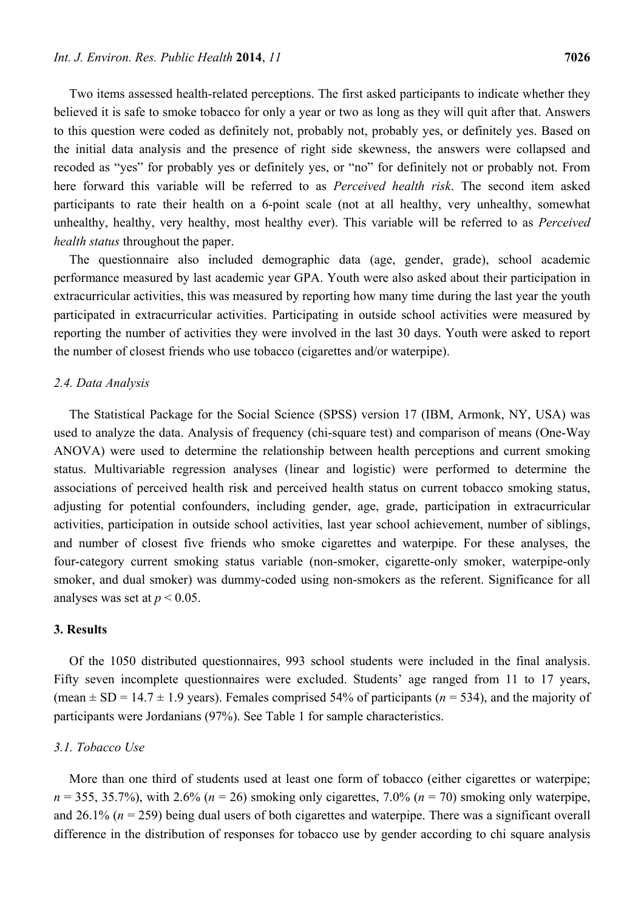Two items assessed health-related perceptions. The first asked participants to indicate whether they believed it is safe to smoke tobacco for only a year or two as long as they will quit after that. Answers to this question were coded as definitely not, probably not, probably yes, or definitely yes. Based on the initial data analysis and the presence of right side skewness, the answers were collapsed and recoded as "yes" for probably yes or definitely yes, or "no" for definitely not or probably not. From here forward this variable will be referred to as *Perceived health risk*. The second item asked participants to rate their health on a 6-point scale (not at all healthy, very unhealthy, somewhat unhealthy, healthy, very healthy, most healthy ever). This variable will be referred to as *Perceived health status* throughout the paper.

The questionnaire also included demographic data (age, gender, grade), school academic performance measured by last academic year GPA. Youth were also asked about their participation in extracurricular activities, this was measured by reporting how many time during the last year the youth participated in extracurricular activities. Participating in outside school activities were measured by reporting the number of activities they were involved in the last 30 days. Youth were asked to report the number of closest friends who use tobacco (cigarettes and/or waterpipe).

### 2.4. Data Analysis

The Statistical Package for the Social Science (SPSS) version 17 (IBM, Armonk, NY, USA) was used to analyze the data. Analysis of frequency (chi-square test) and comparison of means (One-Way ANOVA) were used to determine the relationship between health perceptions and current smoking status. Multivariable regression analyses (linear and logistic) were performed to determine the associations of perceived health risk and perceived health status on current tobacco smoking status, adjusting for potential confounders, including gender, age, grade, participation in extracurricular activities, participation in outside school activities, last year school achievement, number of siblings, and number of closest five friends who smoke cigarettes and waterpipe. For these analyses, the four-category current smoking status variable (non-smoker, cigarette-only smoker, waterpipe-only smoker, and dual smoker) was dummy-coded using non-smokers as the referent. Significance for all analyses was set at $p < 0.05$.

## 3. Results

Of the 1050 distributed questionnaires, 993 school students were included in the final analysis. Fifty seven incomplete questionnaires were excluded. Students' age ranged from 11 to 17 years, (mean ± SD = 14.7 ± 1.9 years). Females comprised 54% of participants ($n$ = 534), and the majority of participants were Jordanians (97%). See Table 1 for sample characteristics.

### 3.1. Tobacco Use

More than one third of students used at least one form of tobacco (either cigarettes or waterpipe; $n$ = 355, 35.7%), with 2.6% ($n$ = 26) smoking only cigarettes, 7.0% ($n$ = 70) smoking only waterpipe, and 26.1% ($n$ = 259) being dual users of both cigarettes and waterpipe. There was a significant overall difference in the distribution of responses for tobacco use by gender according to chi square analysis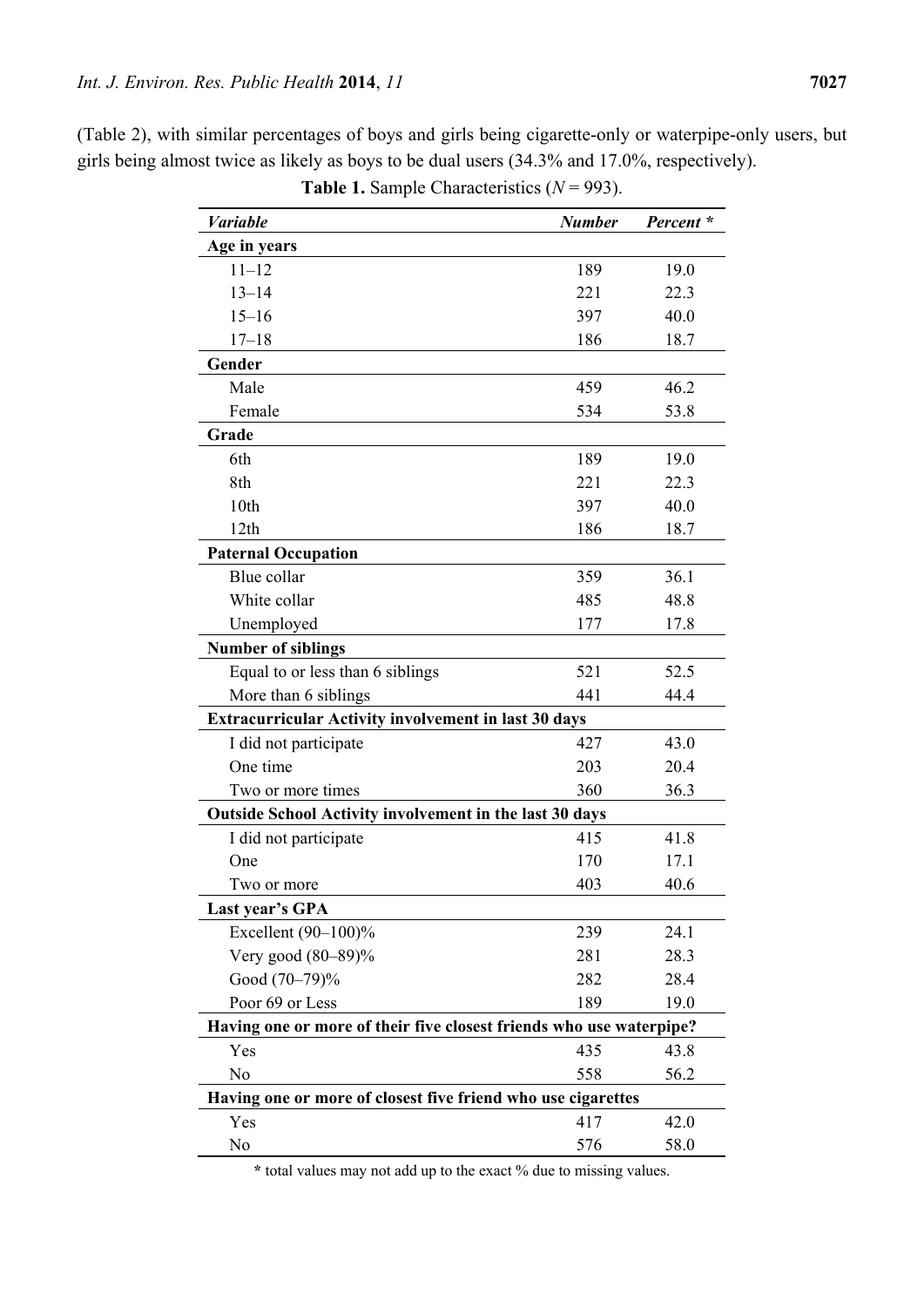(Table 2), with similar percentages of boys and girls being cigarette-only or waterpipe-only users, but girls being almost twice as likely as boys to be dual users (34.3% and 17.0%, respectively).

**Table 1.** Sample Characteristics ($N$ = 993).

| *Variable* | *Number* | *Percent \** |
|---|---|---|
| **Age in years** | | |
| 11–12 | 189 | 19.0 |
| 13–14 | 221 | 22.3 |
| 15–16 | 397 | 40.0 |
| 17–18 | 186 | 18.7 |
| **Gender** | | |
| Male | 459 | 46.2 |
| Female | 534 | 53.8 |
| **Grade** | | |
| 6th | 189 | 19.0 |
| 8th | 221 | 22.3 |
| 10th | 397 | 40.0 |
| 12th | 186 | 18.7 |
| **Paternal Occupation** | | |
| Blue collar | 359 | 36.1 |
| White collar | 485 | 48.8 |
| Unemployed | 177 | 17.8 |
| **Number of siblings** | | |
| Equal to or less than 6 siblings | 521 | 52.5 |
| More than 6 siblings | 441 | 44.4 |
| **Extracurricular Activity involvement in last 30 days** | | |
| I did not participate | 427 | 43.0 |
| One time | 203 | 20.4 |
| Two or more times | 360 | 36.3 |
| **Outside School Activity involvement in the last 30 days** | | |
| I did not participate | 415 | 41.8 |
| One | 170 | 17.1 |
| Two or more | 403 | 40.6 |
| **Last year's GPA** | | |
| Excellent (90–100)% | 239 | 24.1 |
| Very good (80–89)% | 281 | 28.3 |
| Good (70–79)% | 282 | 28.4 |
| Poor 69 or Less | 189 | 19.0 |
| **Having one or more of their five closest friends who use waterpipe?** | | |
| Yes | 435 | 43.8 |
| No | 558 | 56.2 |
| **Having one or more of closest five friend who use cigarettes** | | |
| Yes | 417 | 42.0 |
| No | 576 | 58.0 |

\* total values may not add up to the exact % due to missing values.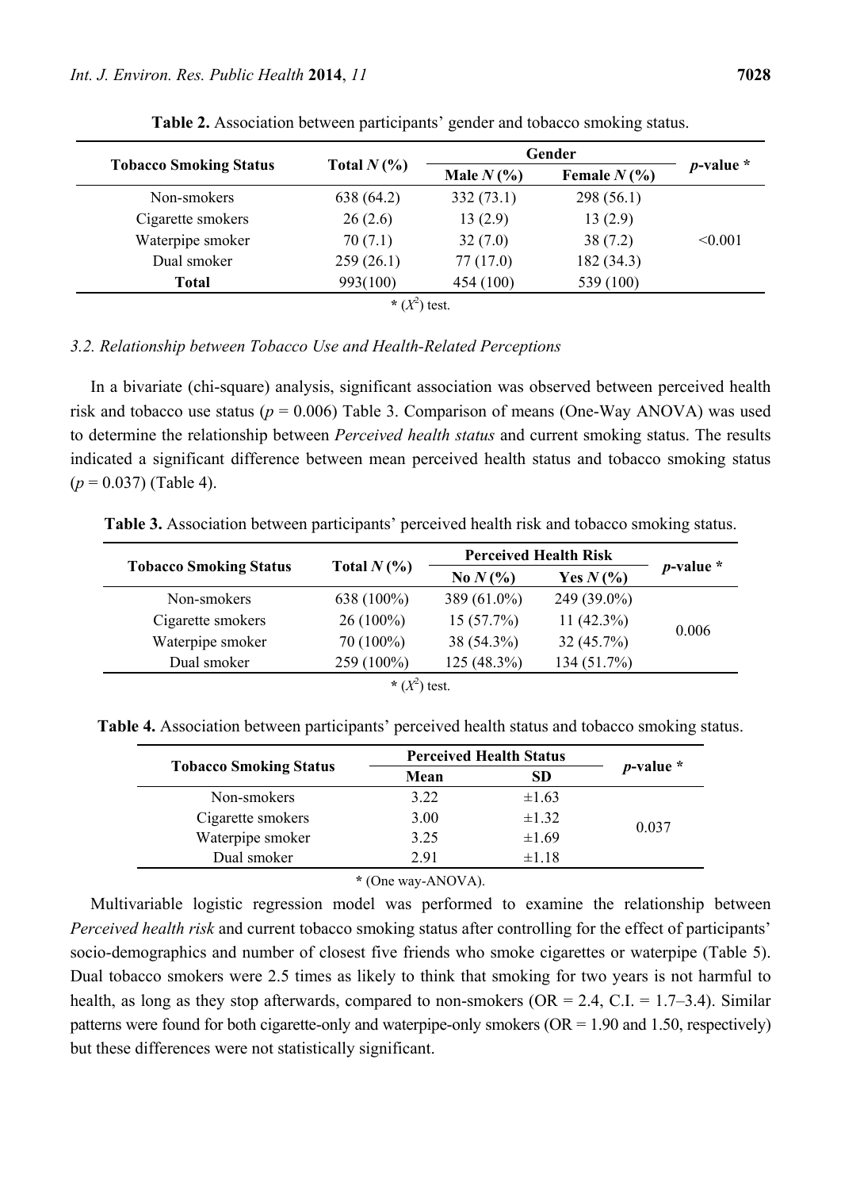**Table 2.** Association between participants' gender and tobacco smoking status.

| Tobacco Smoking Status | Total $N$ (%) | Gender | | $p$-value * |
|---|---|---|---|---|
| | | Male $N$ (%) | Female $N$ (%) | |
| Non-smokers | 638 (64.2) | 332 (73.1) | 298 (56.1) | <0.001 |
| Cigarette smokers | 26 (2.6) | 13 (2.9) | 13 (2.9) | |
| Waterpipe smoker | 70 (7.1) | 32 (7.0) | 38 (7.2) | |
| Dual smoker | 259 (26.1) | 77 (17.0) | 182 (34.3) | |
| **Total** | 993(100) | 454 (100) | 539 (100) | |

* ($X^2$) test.

### 3.2. Relationship between Tobacco Use and Health-Related Perceptions

In a bivariate (chi-square) analysis, significant association was observed between perceived health risk and tobacco use status ($p = 0.006$) Table 3. Comparison of means (One-Way ANOVA) was used to determine the relationship between *Perceived health status* and current smoking status. The results indicated a significant difference between mean perceived health status and tobacco smoking status ($p = 0.037$) (Table 4).

**Table 3.** Association between participants' perceived health risk and tobacco smoking status.

| Tobacco Smoking Status | Total $N$ (%) | Perceived Health Risk | | $p$-value * |
|---|---|---|---|---|
| | | No $N$ (%) | Yes $N$ (%) | |
| Non-smokers | 638 (100%) | 389 (61.0%) | 249 (39.0%) | 0.006 |
| Cigarette smokers | 26 (100%) | 15 (57.7%) | 11 (42.3%) | |
| Waterpipe smoker | 70 (100%) | 38 (54.3%) | 32 (45.7%) | |
| Dual smoker | 259 (100%) | 125 (48.3%) | 134 (51.7%) | |

* ($X^2$) test.

**Table 4.** Association between participants' perceived health status and tobacco smoking status.

| Tobacco Smoking Status | Perceived Health Status | | $p$-value * |
|---|---|---|---|
| | Mean | SD | |
| Non-smokers | 3.22 | ±1.63 | 0.037 |
| Cigarette smokers | 3.00 | ±1.32 | |
| Waterpipe smoker | 3.25 | ±1.69 | |
| Dual smoker | 2.91 | ±1.18 | |

* (One way-ANOVA).

Multivariable logistic regression model was performed to examine the relationship between *Perceived health risk* and current tobacco smoking status after controlling for the effect of participants' socio-demographics and number of closest five friends who smoke cigarettes or waterpipe (Table 5). Dual tobacco smokers were 2.5 times as likely to think that smoking for two years is not harmful to health, as long as they stop afterwards, compared to non-smokers (OR = 2.4, C.I. = 1.7–3.4). Similar patterns were found for both cigarette-only and waterpipe-only smokers (OR = 1.90 and 1.50, respectively) but these differences were not statistically significant.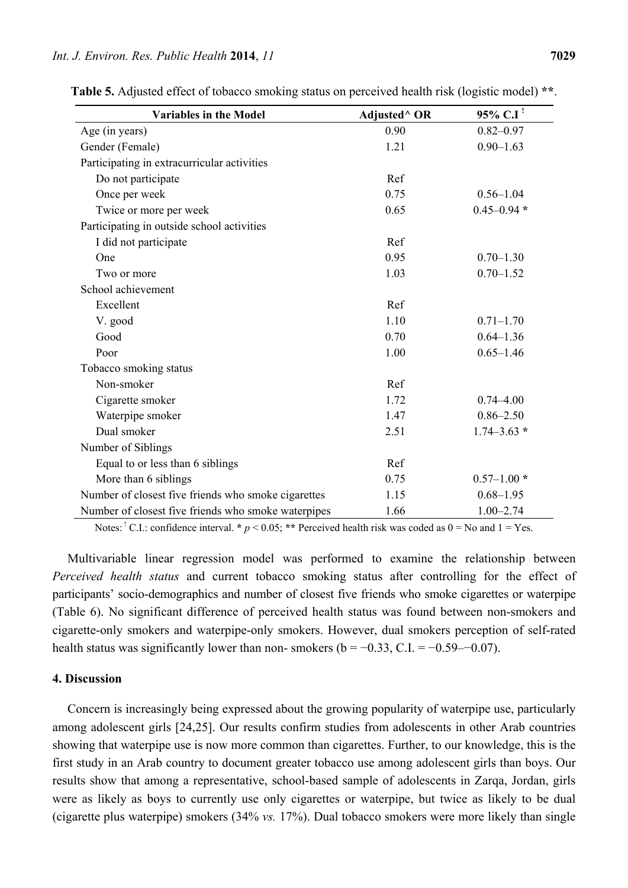**Table 5.** Adjusted effect of tobacco smoking status on perceived health risk (logistic model) **.

| Variables in the Model | Adjusted^ OR | 95% C.I [!] |
|---|---|---|
| Age (in years) | 0.90 | 0.82–0.97 |
| Gender (Female) | 1.21 | 0.90–1.63 |
| Participating in extracurricular activities | | |
| Do not participate | Ref | |
| Once per week | 0.75 | 0.56–1.04 |
| Twice or more per week | 0.65 | 0.45–0.94 * |
| Participating in outside school activities | | |
| I did not participate | Ref | |
| One | 0.95 | 0.70–1.30 |
| Two or more | 1.03 | 0.70–1.52 |
| School achievement | | |
| Excellent | Ref | |
| V. good | 1.10 | 0.71–1.70 |
| Good | 0.70 | 0.64–1.36 |
| Poor | 1.00 | 0.65–1.46 |
| Tobacco smoking status | | |
| Non-smoker | Ref | |
| Cigarette smoker | 1.72 | 0.74–4.00 |
| Waterpipe smoker | 1.47 | 0.86–2.50 |
| Dual smoker | 2.51 | 1.74–3.63 * |
| Number of Siblings | | |
| Equal to or less than 6 siblings | Ref | |
| More than 6 siblings | 0.75 | 0.57–1.00 * |
| Number of closest five friends who smoke cigarettes | 1.15 | 0.68–1.95 |
| Number of closest five friends who smoke waterpipes | 1.66 | 1.00–2.74 |

Notes: [!] C.I.: confidence interval. * $p < 0.05$; ** Perceived health risk was coded as 0 = No and 1 = Yes.

Multivariable linear regression model was performed to examine the relationship between *Perceived health status* and current tobacco smoking status after controlling for the effect of participants' socio-demographics and number of closest five friends who smoke cigarettes or waterpipe (Table 6). No significant difference of perceived health status was found between non-smokers and cigarette-only smokers and waterpipe-only smokers. However, dual smokers perception of self-rated health status was significantly lower than non- smokers (b = −0.33, C.I. = −0.59–−0.07).

## 4. Discussion

Concern is increasingly being expressed about the growing popularity of waterpipe use, particularly among adolescent girls [24,25]. Our results confirm studies from adolescents in other Arab countries showing that waterpipe use is now more common than cigarettes. Further, to our knowledge, this is the first study in an Arab country to document greater tobacco use among adolescent girls than boys. Our results show that among a representative, school-based sample of adolescents in Zarqa, Jordan, girls were as likely as boys to currently use only cigarettes or waterpipe, but twice as likely to be dual (cigarette plus waterpipe) smokers (34% *vs.* 17%). Dual tobacco smokers were more likely than single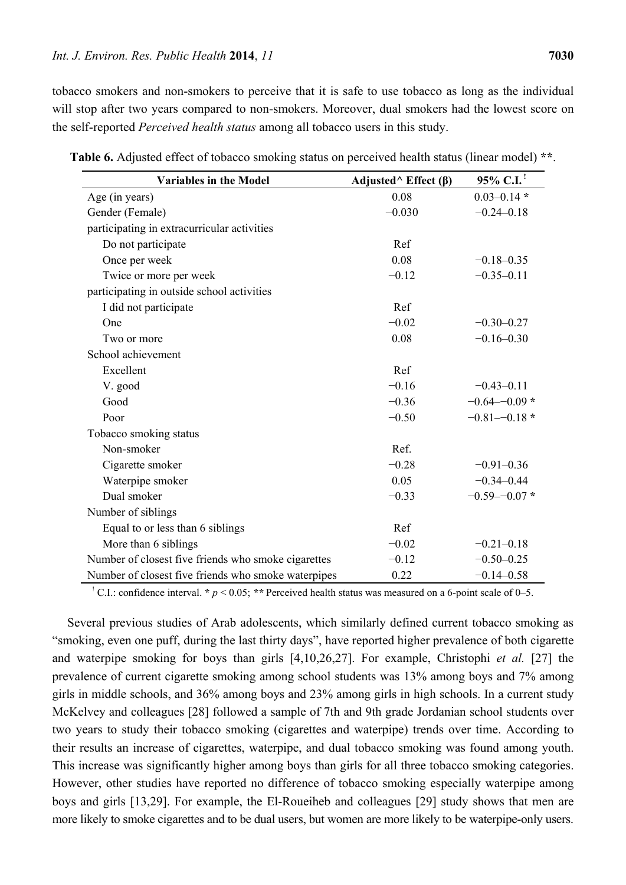tobacco smokers and non-smokers to perceive that it is safe to use tobacco as long as the individual will stop after two years compared to non-smokers. Moreover, dual smokers had the lowest score on the self-reported *Perceived health status* among all tobacco users in this study.

**Table 6.** Adjusted effect of tobacco smoking status on perceived health status (linear model) **.

| Variables in the Model | Adjusted^ Effect (β) | 95% C.I. [!] |
|---|---|---|
| Age (in years) | 0.08 | 0.03–0.14 * |
| Gender (Female) | −0.030 | −0.24–0.18 |
| participating in extracurricular activities | | |
| Do not participate | Ref | |
| Once per week | 0.08 | −0.18–0.35 |
| Twice or more per week | −0.12 | −0.35–0.11 |
| participating in outside school activities | | |
| I did not participate | Ref | |
| One | −0.02 | −0.30–0.27 |
| Two or more | 0.08 | −0.16–0.30 |
| School achievement | | |
| Excellent | Ref | |
| V. good | −0.16 | −0.43–0.11 |
| Good | −0.36 | −0.64–−0.09 * |
| Poor | −0.50 | −0.81–−0.18 * |
| Tobacco smoking status | | |
| Non-smoker | Ref. | |
| Cigarette smoker | −0.28 | −0.91–0.36 |
| Waterpipe smoker | 0.05 | −0.34–0.44 |
| Dual smoker | −0.33 | −0.59–−0.07 * |
| Number of siblings | | |
| Equal to or less than 6 siblings | Ref | |
| More than 6 siblings | −0.02 | −0.21–0.18 |
| Number of closest five friends who smoke cigarettes | −0.12 | −0.50–0.25 |
| Number of closest five friends who smoke waterpipes | 0.22 | −0.14–0.58 |

[!] C.I.: confidence interval. * $p < 0.05$; ** Perceived health status was measured on a 6-point scale of 0–5.

Several previous studies of Arab adolescents, which similarly defined current tobacco smoking as "smoking, even one puff, during the last thirty days", have reported higher prevalence of both cigarette and waterpipe smoking for boys than girls [4,10,26,27]. For example, Christophi *et al.* [27] the prevalence of current cigarette smoking among school students was 13% among boys and 7% among girls in middle schools, and 36% among boys and 23% among girls in high schools. In a current study McKelvey and colleagues [28] followed a sample of 7th and 9th grade Jordanian school students over two years to study their tobacco smoking (cigarettes and waterpipe) trends over time. According to their results an increase of cigarettes, waterpipe, and dual tobacco smoking was found among youth. This increase was significantly higher among boys than girls for all three tobacco smoking categories. However, other studies have reported no difference of tobacco smoking especially waterpipe among boys and girls [13,29]. For example, the El-Roueiheb and colleagues [29] study shows that men are more likely to smoke cigarettes and to be dual users, but women are more likely to be waterpipe-only users.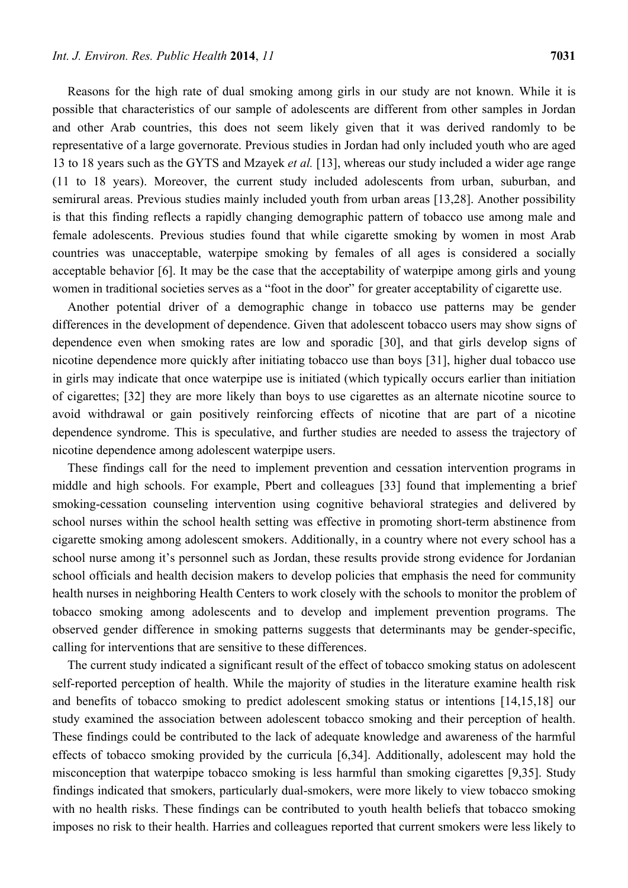Reasons for the high rate of dual smoking among girls in our study are not known. While it is possible that characteristics of our sample of adolescents are different from other samples in Jordan and other Arab countries, this does not seem likely given that it was derived randomly to be representative of a large governorate. Previous studies in Jordan had only included youth who are aged 13 to 18 years such as the GYTS and Mzayek *et al.* [13], whereas our study included a wider age range (11 to 18 years). Moreover, the current study included adolescents from urban, suburban, and semirural areas. Previous studies mainly included youth from urban areas [13,28]. Another possibility is that this finding reflects a rapidly changing demographic pattern of tobacco use among male and female adolescents. Previous studies found that while cigarette smoking by women in most Arab countries was unacceptable, waterpipe smoking by females of all ages is considered a socially acceptable behavior [6]. It may be the case that the acceptability of waterpipe among girls and young women in traditional societies serves as a "foot in the door" for greater acceptability of cigarette use.

Another potential driver of a demographic change in tobacco use patterns may be gender differences in the development of dependence. Given that adolescent tobacco users may show signs of dependence even when smoking rates are low and sporadic [30], and that girls develop signs of nicotine dependence more quickly after initiating tobacco use than boys [31], higher dual tobacco use in girls may indicate that once waterpipe use is initiated (which typically occurs earlier than initiation of cigarettes; [32] they are more likely than boys to use cigarettes as an alternate nicotine source to avoid withdrawal or gain positively reinforcing effects of nicotine that are part of a nicotine dependence syndrome. This is speculative, and further studies are needed to assess the trajectory of nicotine dependence among adolescent waterpipe users.

These findings call for the need to implement prevention and cessation intervention programs in middle and high schools. For example, Pbert and colleagues [33] found that implementing a brief smoking-cessation counseling intervention using cognitive behavioral strategies and delivered by school nurses within the school health setting was effective in promoting short-term abstinence from cigarette smoking among adolescent smokers. Additionally, in a country where not every school has a school nurse among it's personnel such as Jordan, these results provide strong evidence for Jordanian school officials and health decision makers to develop policies that emphasis the need for community health nurses in neighboring Health Centers to work closely with the schools to monitor the problem of tobacco smoking among adolescents and to develop and implement prevention programs. The observed gender difference in smoking patterns suggests that determinants may be gender-specific, calling for interventions that are sensitive to these differences.

The current study indicated a significant result of the effect of tobacco smoking status on adolescent self-reported perception of health. While the majority of studies in the literature examine health risk and benefits of tobacco smoking to predict adolescent smoking status or intentions [14,15,18] our study examined the association between adolescent tobacco smoking and their perception of health. These findings could be contributed to the lack of adequate knowledge and awareness of the harmful effects of tobacco smoking provided by the curricula [6,34]. Additionally, adolescent may hold the misconception that waterpipe tobacco smoking is less harmful than smoking cigarettes [9,35]. Study findings indicated that smokers, particularly dual-smokers, were more likely to view tobacco smoking with no health risks. These findings can be contributed to youth health beliefs that tobacco smoking imposes no risk to their health. Harries and colleagues reported that current smokers were less likely to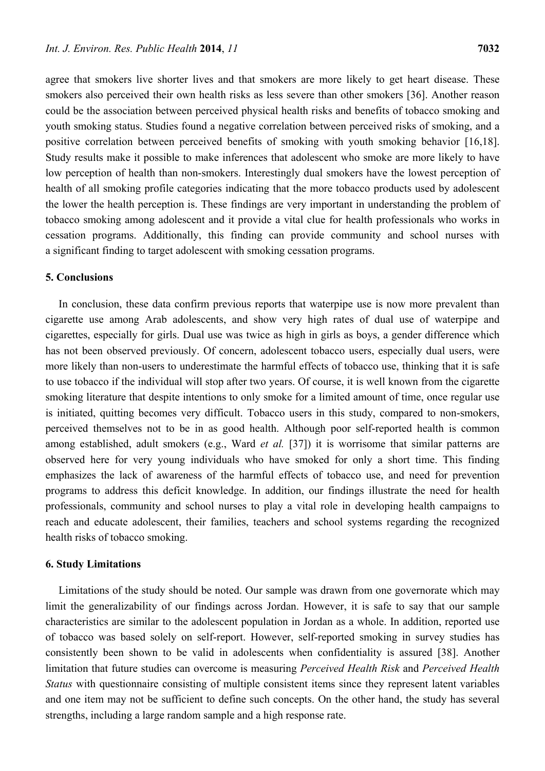agree that smokers live shorter lives and that smokers are more likely to get heart disease. These smokers also perceived their own health risks as less severe than other smokers [36]. Another reason could be the association between perceived physical health risks and benefits of tobacco smoking and youth smoking status. Studies found a negative correlation between perceived risks of smoking, and a positive correlation between perceived benefits of smoking with youth smoking behavior [16,18]. Study results make it possible to make inferences that adolescent who smoke are more likely to have low perception of health than non-smokers. Interestingly dual smokers have the lowest perception of health of all smoking profile categories indicating that the more tobacco products used by adolescent the lower the health perception is. These findings are very important in understanding the problem of tobacco smoking among adolescent and it provide a vital clue for health professionals who works in cessation programs. Additionally, this finding can provide community and school nurses with a significant finding to target adolescent with smoking cessation programs.

## 5. Conclusions

In conclusion, these data confirm previous reports that waterpipe use is now more prevalent than cigarette use among Arab adolescents, and show very high rates of dual use of waterpipe and cigarettes, especially for girls. Dual use was twice as high in girls as boys, a gender difference which has not been observed previously. Of concern, adolescent tobacco users, especially dual users, were more likely than non-users to underestimate the harmful effects of tobacco use, thinking that it is safe to use tobacco if the individual will stop after two years. Of course, it is well known from the cigarette smoking literature that despite intentions to only smoke for a limited amount of time, once regular use is initiated, quitting becomes very difficult. Tobacco users in this study, compared to non-smokers, perceived themselves not to be in as good health. Although poor self-reported health is common among established, adult smokers (e.g., Ward *et al.* [37]) it is worrisome that similar patterns are observed here for very young individuals who have smoked for only a short time. This finding emphasizes the lack of awareness of the harmful effects of tobacco use, and need for prevention programs to address this deficit knowledge. In addition, our findings illustrate the need for health professionals, community and school nurses to play a vital role in developing health campaigns to reach and educate adolescent, their families, teachers and school systems regarding the recognized health risks of tobacco smoking.

## 6. Study Limitations

Limitations of the study should be noted. Our sample was drawn from one governorate which may limit the generalizability of our findings across Jordan. However, it is safe to say that our sample characteristics are similar to the adolescent population in Jordan as a whole. In addition, reported use of tobacco was based solely on self-report. However, self-reported smoking in survey studies has consistently been shown to be valid in adolescents when confidentiality is assured [38]. Another limitation that future studies can overcome is measuring *Perceived Health Risk* and *Perceived Health Status* with questionnaire consisting of multiple consistent items since they represent latent variables and one item may not be sufficient to define such concepts. On the other hand, the study has several strengths, including a large random sample and a high response rate.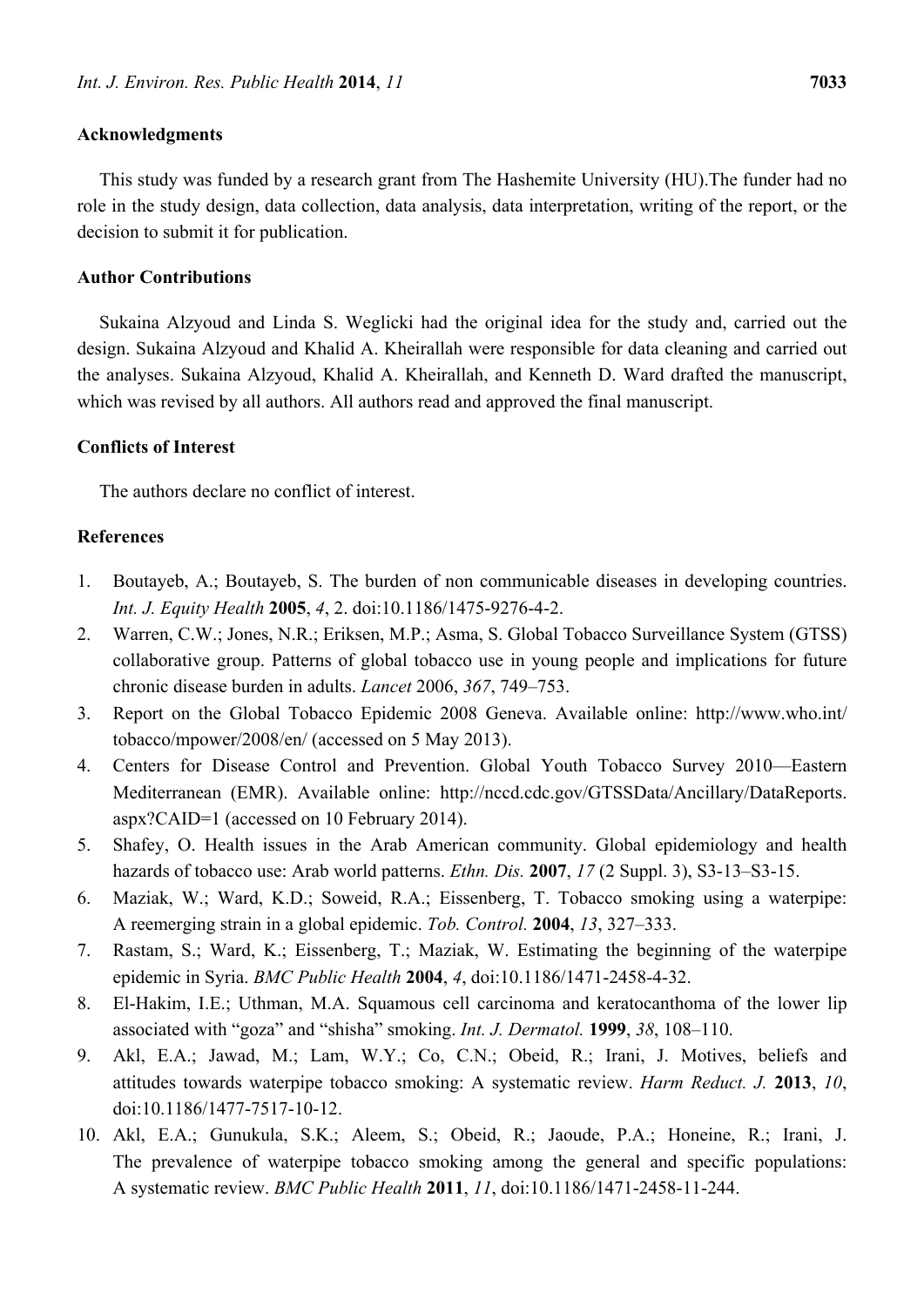## Acknowledgments

This study was funded by a research grant from The Hashemite University (HU).The funder had no role in the study design, data collection, data analysis, data interpretation, writing of the report, or the decision to submit it for publication.

## Author Contributions

Sukaina Alzyoud and Linda S. Weglicki had the original idea for the study and, carried out the design. Sukaina Alzyoud and Khalid A. Kheirallah were responsible for data cleaning and carried out the analyses. Sukaina Alzyoud, Khalid A. Kheirallah, and Kenneth D. Ward drafted the manuscript, which was revised by all authors. All authors read and approved the final manuscript.

## Conflicts of Interest

The authors declare no conflict of interest.

## References

1. Boutayeb, A.; Boutayeb, S. The burden of non communicable diseases in developing countries. *Int. J. Equity Health* **2005**, *4*, 2. doi:10.1186/1475-9276-4-2.
2. Warren, C.W.; Jones, N.R.; Eriksen, M.P.; Asma, S. Global Tobacco Surveillance System (GTSS) collaborative group. Patterns of global tobacco use in young people and implications for future chronic disease burden in adults. *Lancet* 2006, *367*, 749–753.
3. Report on the Global Tobacco Epidemic 2008 Geneva. Available online: http://www.who.int/tobacco/mpower/2008/en/ (accessed on 5 May 2013).
4. Centers for Disease Control and Prevention. Global Youth Tobacco Survey 2010—Eastern Mediterranean (EMR). Available online: http://nccd.cdc.gov/GTSSData/Ancillary/DataReports.aspx?CAID=1 (accessed on 10 February 2014).
5. Shafey, O. Health issues in the Arab American community. Global epidemiology and health hazards of tobacco use: Arab world patterns. *Ethn. Dis.* **2007**, *17* (2 Suppl. 3), S3-13–S3-15.
6. Maziak, W.; Ward, K.D.; Soweid, R.A.; Eissenberg, T. Tobacco smoking using a waterpipe: A reemerging strain in a global epidemic. *Tob. Control.* **2004**, *13*, 327–333.
7. Rastam, S.; Ward, K.; Eissenberg, T.; Maziak, W. Estimating the beginning of the waterpipe epidemic in Syria. *BMC Public Health* **2004**, *4*, doi:10.1186/1471-2458-4-32.
8. El-Hakim, I.E.; Uthman, M.A. Squamous cell carcinoma and keratocanthoma of the lower lip associated with "goza" and "shisha" smoking. *Int. J. Dermatol.* **1999**, *38*, 108–110.
9. Akl, E.A.; Jawad, M.; Lam, W.Y.; Co, C.N.; Obeid, R.; Irani, J. Motives, beliefs and attitudes towards waterpipe tobacco smoking: A systematic review. *Harm Reduct. J.* **2013**, *10*, doi:10.1186/1477-7517-10-12.
10. Akl, E.A.; Gunukula, S.K.; Aleem, S.; Obeid, R.; Jaoude, P.A.; Honeine, R.; Irani, J. The prevalence of waterpipe tobacco smoking among the general and specific populations: A systematic review. *BMC Public Health* **2011**, *11*, doi:10.1186/1471-2458-11-244.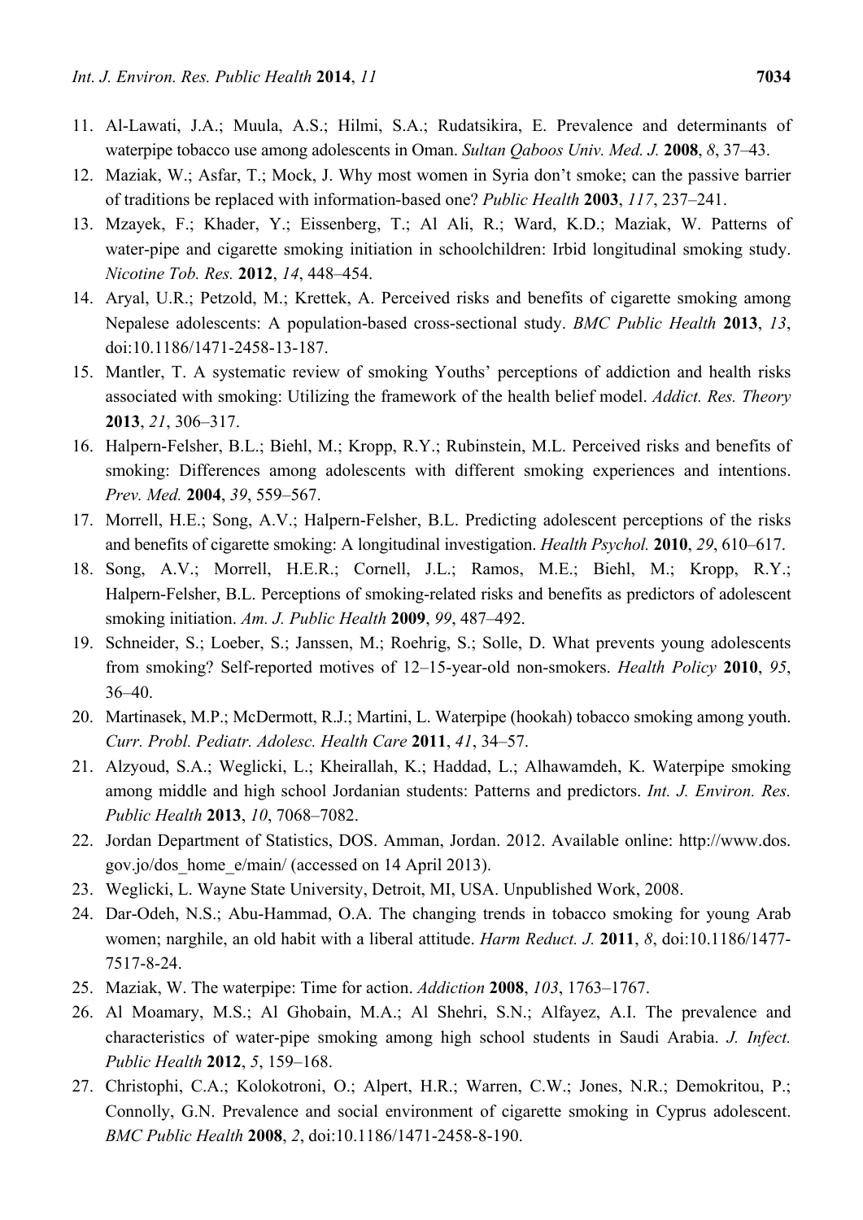11. Al-Lawati, J.A.; Muula, A.S.; Hilmi, S.A.; Rudatsikira, E. Prevalence and determinants of waterpipe tobacco use among adolescents in Oman. *Sultan Qaboos Univ. Med. J.* **2008**, *8*, 37–43.
12. Maziak, W.; Asfar, T.; Mock, J. Why most women in Syria don't smoke; can the passive barrier of traditions be replaced with information-based one? *Public Health* **2003**, *117*, 237–241.
13. Mzayek, F.; Khader, Y.; Eissenberg, T.; Al Ali, R.; Ward, K.D.; Maziak, W. Patterns of water-pipe and cigarette smoking initiation in schoolchildren: Irbid longitudinal smoking study. *Nicotine Tob. Res.* **2012**, *14*, 448–454.
14. Aryal, U.R.; Petzold, M.; Krettek, A. Perceived risks and benefits of cigarette smoking among Nepalese adolescents: A population-based cross-sectional study. *BMC Public Health* **2013**, *13*, doi:10.1186/1471-2458-13-187.
15. Mantler, T. A systematic review of smoking Youths' perceptions of addiction and health risks associated with smoking: Utilizing the framework of the health belief model. *Addict. Res. Theory* **2013**, *21*, 306–317.
16. Halpern-Felsher, B.L.; Biehl, M.; Kropp, R.Y.; Rubinstein, M.L. Perceived risks and benefits of smoking: Differences among adolescents with different smoking experiences and intentions. *Prev. Med.* **2004**, *39*, 559–567.
17. Morrell, H.E.; Song, A.V.; Halpern-Felsher, B.L. Predicting adolescent perceptions of the risks and benefits of cigarette smoking: A longitudinal investigation. *Health Psychol.* **2010**, *29*, 610–617.
18. Song, A.V.; Morrell, H.E.R.; Cornell, J.L.; Ramos, M.E.; Biehl, M.; Kropp, R.Y.; Halpern-Felsher, B.L. Perceptions of smoking-related risks and benefits as predictors of adolescent smoking initiation. *Am. J. Public Health* **2009**, *99*, 487–492.
19. Schneider, S.; Loeber, S.; Janssen, M.; Roehrig, S.; Solle, D. What prevents young adolescents from smoking? Self-reported motives of 12–15-year-old non-smokers. *Health Policy* **2010**, *95*, 36–40.
20. Martinasek, M.P.; McDermott, R.J.; Martini, L. Waterpipe (hookah) tobacco smoking among youth. *Curr. Probl. Pediatr. Adolesc. Health Care* **2011**, *41*, 34–57.
21. Alzyoud, S.A.; Weglicki, L.; Kheirallah, K.; Haddad, L.; Alhawamdeh, K. Waterpipe smoking among middle and high school Jordanian students: Patterns and predictors. *Int. J. Environ. Res. Public Health* **2013**, *10*, 7068–7082.
22. Jordan Department of Statistics, DOS. Amman, Jordan. 2012. Available online: http://www.dos.gov.jo/dos_home_e/main/ (accessed on 14 April 2013).
23. Weglicki, L. Wayne State University, Detroit, MI, USA. Unpublished Work, 2008.
24. Dar-Odeh, N.S.; Abu-Hammad, O.A. The changing trends in tobacco smoking for young Arab women; narghile, an old habit with a liberal attitude. *Harm Reduct. J.* **2011**, *8*, doi:10.1186/1477-7517-8-24.
25. Maziak, W. The waterpipe: Time for action. *Addiction* **2008**, *103*, 1763–1767.
26. Al Moamary, M.S.; Al Ghobain, M.A.; Al Shehri, S.N.; Alfayez, A.I. The prevalence and characteristics of water-pipe smoking among high school students in Saudi Arabia. *J. Infect. Public Health* **2012**, *5*, 159–168.
27. Christophi, C.A.; Kolokotroni, O.; Alpert, H.R.; Warren, C.W.; Jones, N.R.; Demokritou, P.; Connolly, G.N. Prevalence and social environment of cigarette smoking in Cyprus adolescent. *BMC Public Health* **2008**, *2*, doi:10.1186/1471-2458-8-190.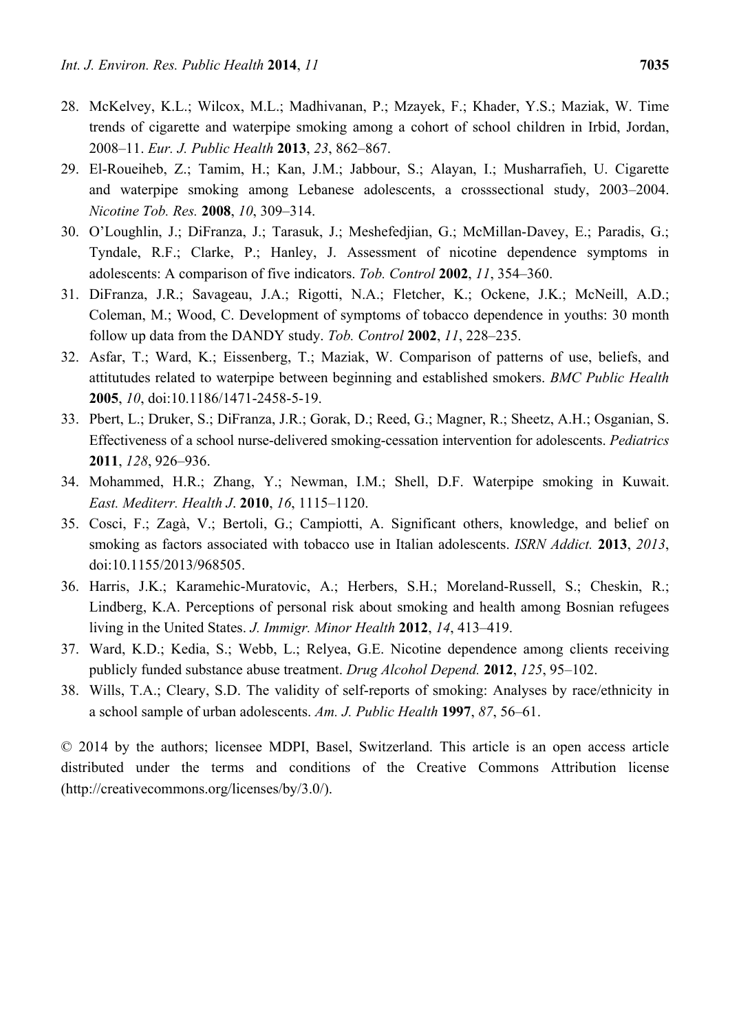28. McKelvey, K.L.; Wilcox, M.L.; Madhivanan, P.; Mzayek, F.; Khader, Y.S.; Maziak, W. Time trends of cigarette and waterpipe smoking among a cohort of school children in Irbid, Jordan, 2008–11. *Eur. J. Public Health* **2013**, *23*, 862–867.
29. El-Roueiheb, Z.; Tamim, H.; Kan, J.M.; Jabbour, S.; Alayan, I.; Musharrafieh, U. Cigarette and waterpipe smoking among Lebanese adolescents, a crosssectional study, 2003–2004. *Nicotine Tob. Res.* **2008**, *10*, 309–314.
30. O'Loughlin, J.; DiFranza, J.; Tarasuk, J.; Meshefedjian, G.; McMillan-Davey, E.; Paradis, G.; Tyndale, R.F.; Clarke, P.; Hanley, J. Assessment of nicotine dependence symptoms in adolescents: A comparison of five indicators. *Tob. Control* **2002**, *11*, 354–360.
31. DiFranza, J.R.; Savageau, J.A.; Rigotti, N.A.; Fletcher, K.; Ockene, J.K.; McNeill, A.D.; Coleman, M.; Wood, C. Development of symptoms of tobacco dependence in youths: 30 month follow up data from the DANDY study. *Tob. Control* **2002**, *11*, 228–235.
32. Asfar, T.; Ward, K.; Eissenberg, T.; Maziak, W. Comparison of patterns of use, beliefs, and attitudes related to waterpipe between beginning and established smokers. *BMC Public Health* **2005**, *10*, doi:10.1186/1471-2458-5-19.
33. Pbert, L.; Druker, S.; DiFranza, J.R.; Gorak, D.; Reed, G.; Magner, R.; Sheetz, A.H.; Osganian, S. Effectiveness of a school nurse-delivered smoking-cessation intervention for adolescents. *Pediatrics* **2011**, *128*, 926–936.
34. Mohammed, H.R.; Zhang, Y.; Newman, I.M.; Shell, D.F. Waterpipe smoking in Kuwait. *East. Mediterr. Health J*. **2010**, *16*, 1115–1120.
35. Cosci, F.; Zagà, V.; Bertoli, G.; Campiotti, A. Significant others, knowledge, and belief on smoking as factors associated with tobacco use in Italian adolescents. *ISRN Addict.* **2013**, *2013*, doi:10.1155/2013/968505.
36. Harris, J.K.; Karamehic-Muratovic, A.; Herbers, S.H.; Moreland-Russell, S.; Cheskin, R.; Lindberg, K.A. Perceptions of personal risk about smoking and health among Bosnian refugees living in the United States. *J. Immigr. Minor Health* **2012**, *14*, 413–419.
37. Ward, K.D.; Kedia, S.; Webb, L.; Relyea, G.E. Nicotine dependence among clients receiving publicly funded substance abuse treatment. *Drug Alcohol Depend.* **2012**, *125*, 95–102.
38. Wills, T.A.; Cleary, S.D. The validity of self-reports of smoking: Analyses by race/ethnicity in a school sample of urban adolescents. *Am. J. Public Health* **1997**, *87*, 56–61.

© 2014 by the authors; licensee MDPI, Basel, Switzerland. This article is an open access article distributed under the terms and conditions of the Creative Commons Attribution license (http://creativecommons.org/licenses/by/3.0/).